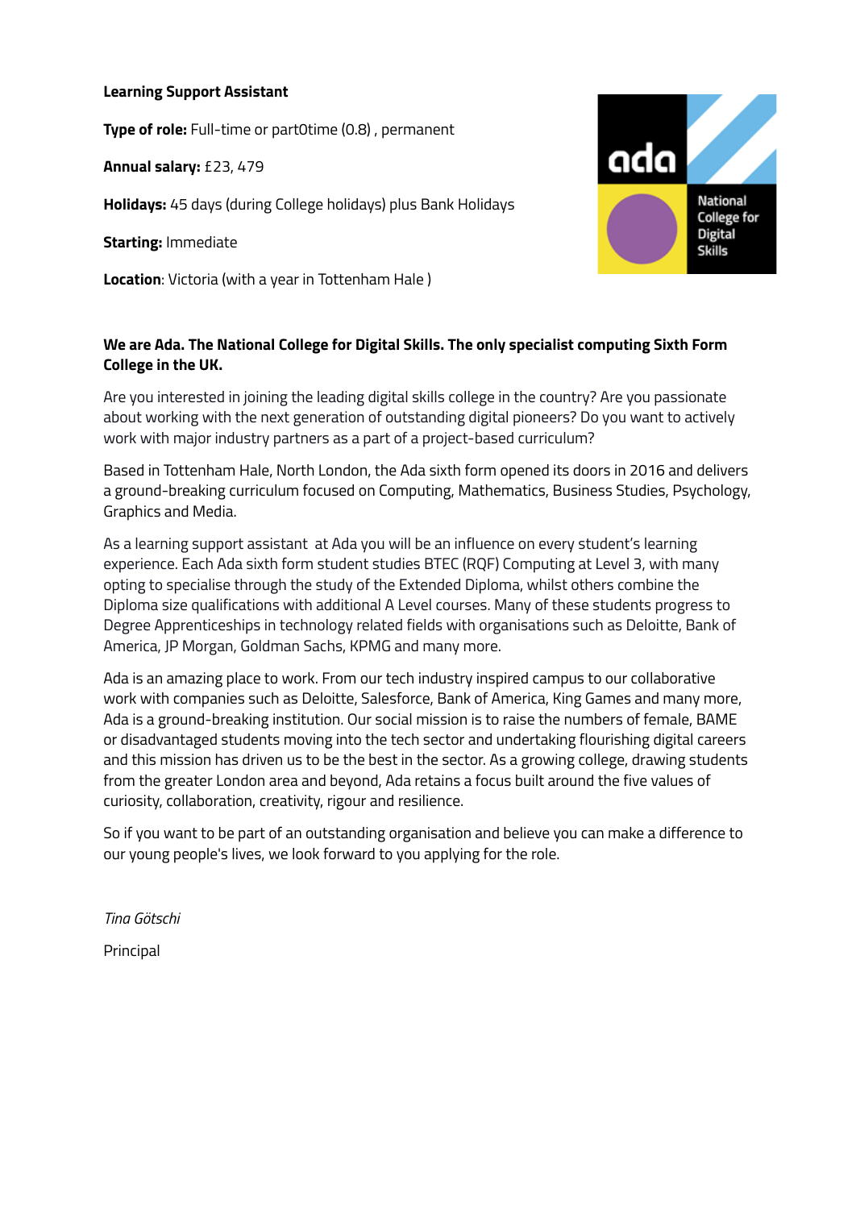**Learning Support Assistant**

**Type of role:** Full-time or part0time (0.8) , permanent

**Annual salary:** £23, 479

**Holidays:** 45 days (during College holidays) plus Bank Holidays

**Starting:** Immediate

**Location**: Victoria (with a year in Tottenham Hale )

ada

National College for Digital Skills

**We are Ada. The National College for Digital Skills. The only specialist computing Sixth Form College in the UK.**

Are you interested in joining the leading digital skills college in the country? Are you passionate about working with the next generation of outstanding digital pioneers? Do you want to actively work with major industry partners as a part of a project-based curriculum?

Based in Tottenham Hale, North London, the Ada sixth form opened its doors in 2016 and delivers a ground-breaking curriculum focused on Computing, Mathematics, Business Studies, Psychology, Graphics and Media.

As a learning support assistant at Ada you will be an influence on every student's learning experience. Each Ada sixth form student studies BTEC (RQF) Computing at Level 3, with many opting to specialise through the study of the Extended Diploma, whilst others combine the Diploma size qualifications with additional A Level courses. Many of these students progress to Degree Apprenticeships in technology related fields with organisations such as Deloitte, Bank of America, JP Morgan, Goldman Sachs, KPMG and many more.

Ada is an amazing place to work. From our tech industry inspired campus to our collaborative work with companies such as Deloitte, Salesforce, Bank of America, King Games and many more, Ada is a ground-breaking institution. Our social mission is to raise the numbers of female, BAME or disadvantaged students moving into the tech sector and undertaking flourishing digital careers and this mission has driven us to be the best in the sector. As a growing college, drawing students from the greater London area and beyond, Ada retains a focus built around the five values of curiosity, collaboration, creativity, rigour and resilience.

So if you want to be part of an outstanding organisation and believe you can make a difference to our young people's lives, we look forward to you applying for the role.

*Tina Götschi*

Principal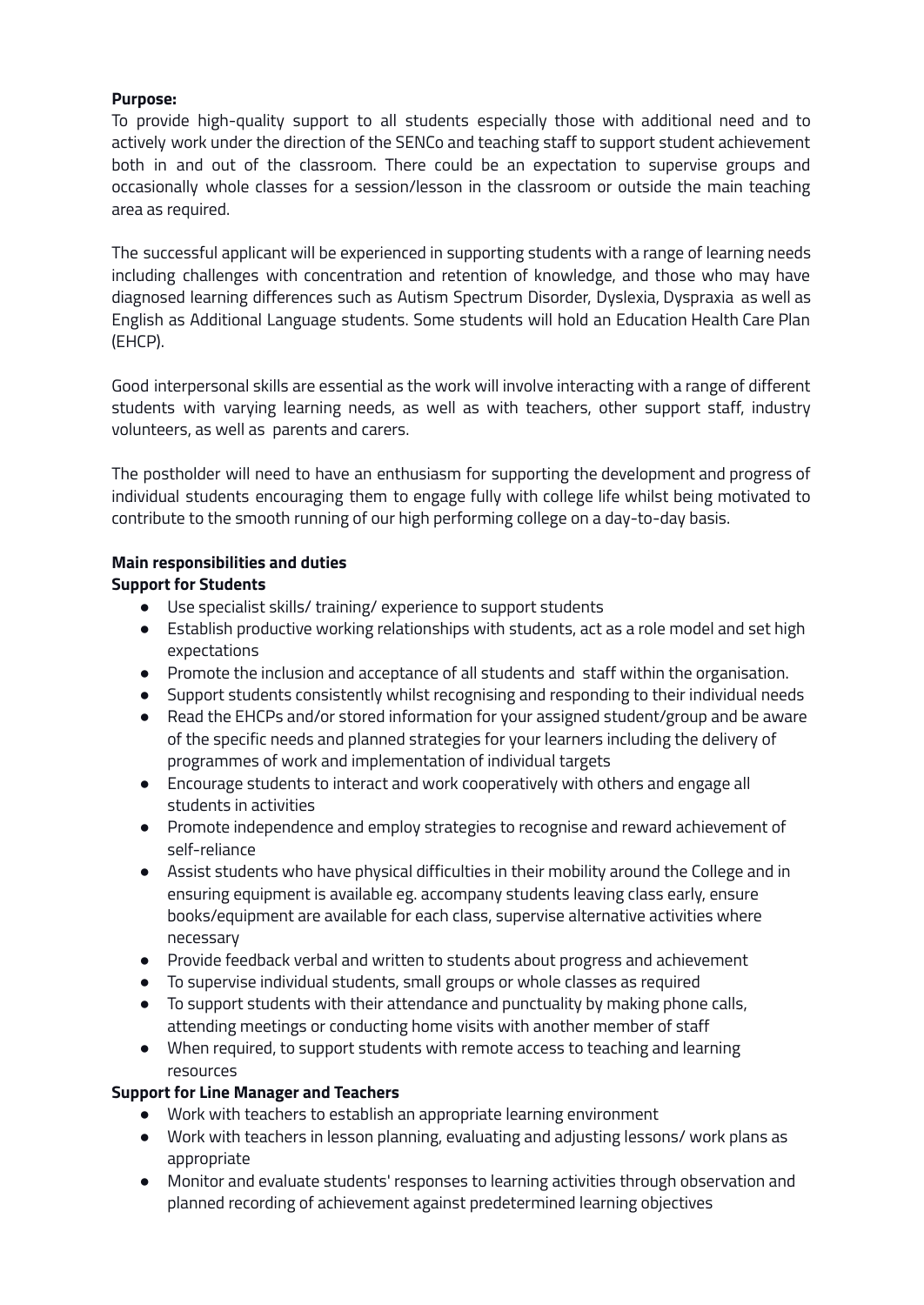**Purpose:**

To provide high-quality support to all students especially those with additional need and to actively work under the direction of the SENCo and teaching staff to support student achievement both in and out of the classroom. There could be an expectation to supervise groups and occasionally whole classes for a session/lesson in the classroom or outside the main teaching area as required.

The successful applicant will be experienced in supporting students with a range of learning needs including challenges with concentration and retention of knowledge, and those who may have diagnosed learning differences such as Autism Spectrum Disorder, Dyslexia, Dyspraxia as well as English as Additional Language students. Some students will hold an Education Health Care Plan (EHCP).

Good interpersonal skills are essential as the work will involve interacting with a range of different students with varying learning needs, as well as with teachers, other support staff, industry volunteers, as well as parents and carers.

The postholder will need to have an enthusiasm for supporting the development and progress of individual students encouraging them to engage fully with college life whilst being motivated to contribute to the smooth running of our high performing college on a day-to-day basis.

**Main responsibilities and duties**

**Support for Students**

- Use specialist skills/ training/ experience to support students
- Establish productive working relationships with students, act as a role model and set high expectations
- Promote the inclusion and acceptance of all students and staff within the organisation.
- Support students consistently whilst recognising and responding to their individual needs
- Read the EHCPs and/or stored information for your assigned student/group and be aware of the specific needs and planned strategies for your learners including the delivery of programmes of work and implementation of individual targets
- Encourage students to interact and work cooperatively with others and engage all students in activities
- Promote independence and employ strategies to recognise and reward achievement of self-reliance
- Assist students who have physical difficulties in their mobility around the College and in ensuring equipment is available eg. accompany students leaving class early, ensure books/equipment are available for each class, supervise alternative activities where necessary
- Provide feedback verbal and written to students about progress and achievement
- To supervise individual students, small groups or whole classes as required
- To support students with their attendance and punctuality by making phone calls, attending meetings or conducting home visits with another member of staff
- When required, to support students with remote access to teaching and learning resources

**Support for Line Manager and Teachers**

- Work with teachers to establish an appropriate learning environment
- Work with teachers in lesson planning, evaluating and adjusting lessons/ work plans as appropriate
- Monitor and evaluate students' responses to learning activities through observation and planned recording of achievement against predetermined learning objectives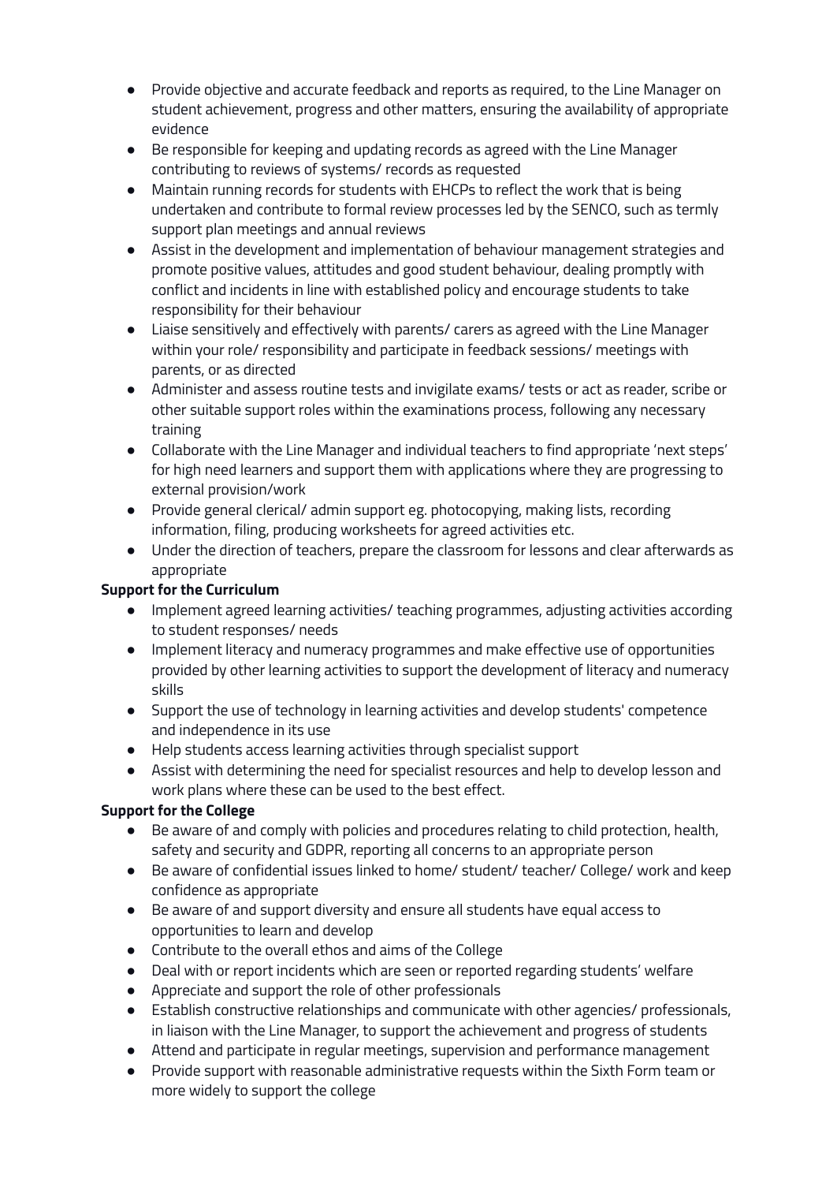- Provide objective and accurate feedback and reports as required, to the Line Manager on student achievement, progress and other matters, ensuring the availability of appropriate evidence
- Be responsible for keeping and updating records as agreed with the Line Manager contributing to reviews of systems/ records as requested
- Maintain running records for students with EHCPs to reflect the work that is being undertaken and contribute to formal review processes led by the SENCO, such as termly support plan meetings and annual reviews
- Assist in the development and implementation of behaviour management strategies and promote positive values, attitudes and good student behaviour, dealing promptly with conflict and incidents in line with established policy and encourage students to take responsibility for their behaviour
- Liaise sensitively and effectively with parents/ carers as agreed with the Line Manager within your role/ responsibility and participate in feedback sessions/ meetings with parents, or as directed
- Administer and assess routine tests and invigilate exams/ tests or act as reader, scribe or other suitable support roles within the examinations process, following any necessary training
- Collaborate with the Line Manager and individual teachers to find appropriate 'next steps' for high need learners and support them with applications where they are progressing to external provision/work
- Provide general clerical/ admin support eg. photocopying, making lists, recording information, filing, producing worksheets for agreed activities etc.
- Under the direction of teachers, prepare the classroom for lessons and clear afterwards as appropriate

**Support for the Curriculum**

- Implement agreed learning activities/ teaching programmes, adjusting activities according to student responses/ needs
- Implement literacy and numeracy programmes and make effective use of opportunities provided by other learning activities to support the development of literacy and numeracy skills
- Support the use of technology in learning activities and develop students' competence and independence in its use
- Help students access learning activities through specialist support
- Assist with determining the need for specialist resources and help to develop lesson and work plans where these can be used to the best effect.

**Support for the College**

- Be aware of and comply with policies and procedures relating to child protection, health, safety and security and GDPR, reporting all concerns to an appropriate person
- Be aware of confidential issues linked to home/ student/ teacher/ College/ work and keep confidence as appropriate
- Be aware of and support diversity and ensure all students have equal access to opportunities to learn and develop
- Contribute to the overall ethos and aims of the College
- Deal with or report incidents which are seen or reported regarding students' welfare
- Appreciate and support the role of other professionals
- Establish constructive relationships and communicate with other agencies/ professionals, in liaison with the Line Manager, to support the achievement and progress of students
- Attend and participate in regular meetings, supervision and performance management
- Provide support with reasonable administrative requests within the Sixth Form team or more widely to support the college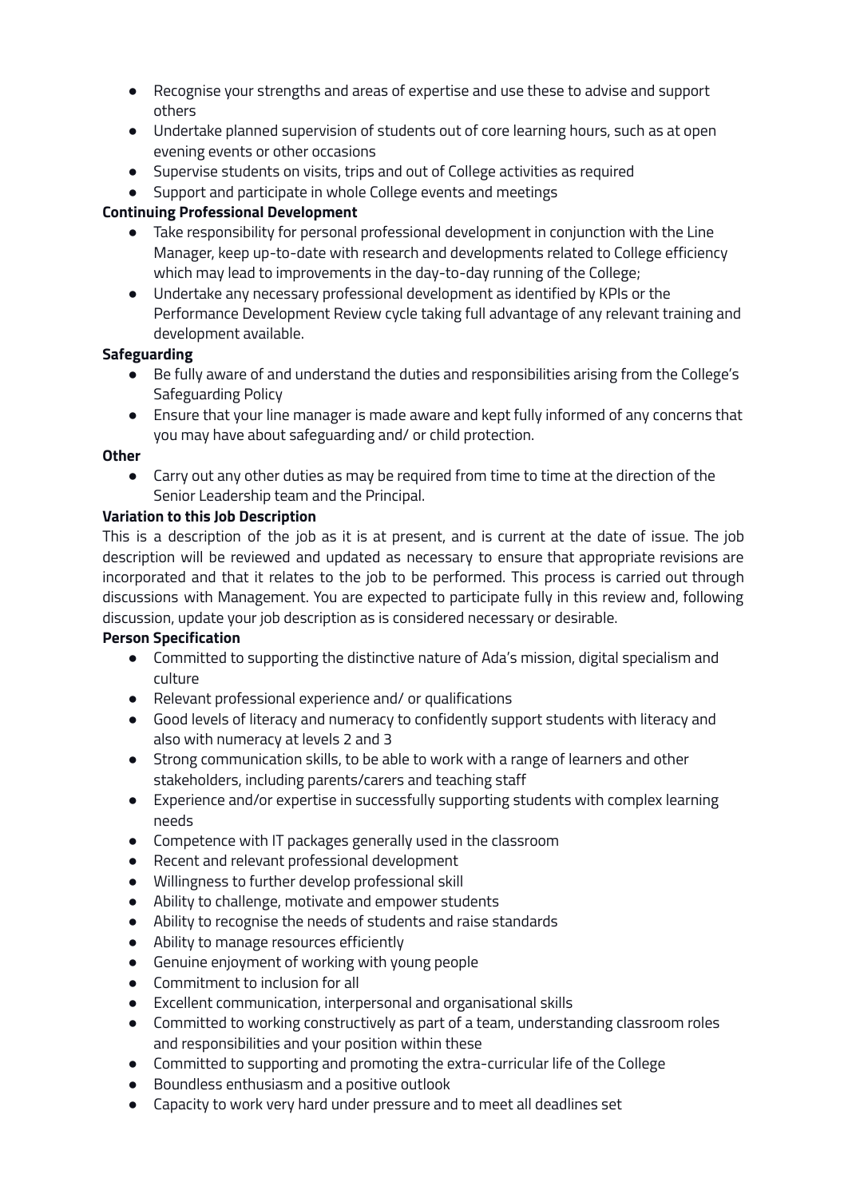- Recognise your strengths and areas of expertise and use these to advise and support others
- Undertake planned supervision of students out of core learning hours, such as at open evening events or other occasions
- Supervise students on visits, trips and out of College activities as required
- Support and participate in whole College events and meetings

**Continuing Professional Development**

- Take responsibility for personal professional development in conjunction with the Line Manager, keep up-to-date with research and developments related to College efficiency which may lead to improvements in the day-to-day running of the College;
- Undertake any necessary professional development as identified by KPIs or the Performance Development Review cycle taking full advantage of any relevant training and development available.

**Safeguarding**

- Be fully aware of and understand the duties and responsibilities arising from the College's Safeguarding Policy
- Ensure that your line manager is made aware and kept fully informed of any concerns that you may have about safeguarding and/ or child protection.

**Other**

- Carry out any other duties as may be required from time to time at the direction of the Senior Leadership team and the Principal.

**Variation to this Job Description**

This is a description of the job as it is at present, and is current at the date of issue. The job description will be reviewed and updated as necessary to ensure that appropriate revisions are incorporated and that it relates to the job to be performed. This process is carried out through discussions with Management. You are expected to participate fully in this review and, following discussion, update your job description as is considered necessary or desirable.

**Person Specification**

- Committed to supporting the distinctive nature of Ada's mission, digital specialism and culture
- Relevant professional experience and/ or qualifications
- Good levels of literacy and numeracy to confidently support students with literacy and also with numeracy at levels 2 and 3
- Strong communication skills, to be able to work with a range of learners and other stakeholders, including parents/carers and teaching staff
- Experience and/or expertise in successfully supporting students with complex learning needs
- Competence with IT packages generally used in the classroom
- Recent and relevant professional development
- Willingness to further develop professional skill
- Ability to challenge, motivate and empower students
- Ability to recognise the needs of students and raise standards
- Ability to manage resources efficiently
- Genuine enjoyment of working with young people
- Commitment to inclusion for all
- Excellent communication, interpersonal and organisational skills
- Committed to working constructively as part of a team, understanding classroom roles and responsibilities and your position within these
- Committed to supporting and promoting the extra-curricular life of the College
- Boundless enthusiasm and a positive outlook
- Capacity to work very hard under pressure and to meet all deadlines set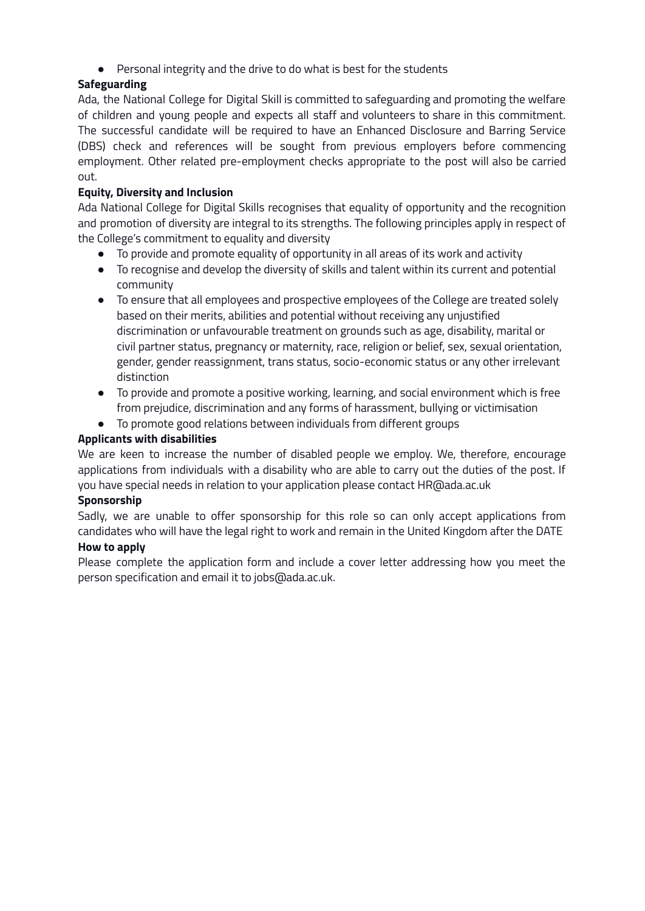- Personal integrity and the drive to do what is best for the students

**Safeguarding**

Ada, the National College for Digital Skill is committed to safeguarding and promoting the welfare of children and young people and expects all staff and volunteers to share in this commitment. The successful candidate will be required to have an Enhanced Disclosure and Barring Service (DBS) check and references will be sought from previous employers before commencing employment. Other related pre-employment checks appropriate to the post will also be carried out.

**Equity, Diversity and Inclusion**

Ada National College for Digital Skills recognises that equality of opportunity and the recognition and promotion of diversity are integral to its strengths. The following principles apply in respect of the College's commitment to equality and diversity

- To provide and promote equality of opportunity in all areas of its work and activity
- To recognise and develop the diversity of skills and talent within its current and potential community
- To ensure that all employees and prospective employees of the College are treated solely based on their merits, abilities and potential without receiving any unjustified discrimination or unfavourable treatment on grounds such as age, disability, marital or civil partner status, pregnancy or maternity, race, religion or belief, sex, sexual orientation, gender, gender reassignment, trans status, socio-economic status or any other irrelevant distinction
- To provide and promote a positive working, learning, and social environment which is free from prejudice, discrimination and any forms of harassment, bullying or victimisation
- To promote good relations between individuals from different groups

**Applicants with disabilities**

We are keen to increase the number of disabled people we employ. We, therefore, encourage applications from individuals with a disability who are able to carry out the duties of the post. If you have special needs in relation to your application please contact HR@ada.ac.uk

**Sponsorship**

Sadly, we are unable to offer sponsorship for this role so can only accept applications from candidates who will have the legal right to work and remain in the United Kingdom after the DATE

**How to apply**

Please complete the application form and include a cover letter addressing how you meet the person specification and email it to jobs@ada.ac.uk.